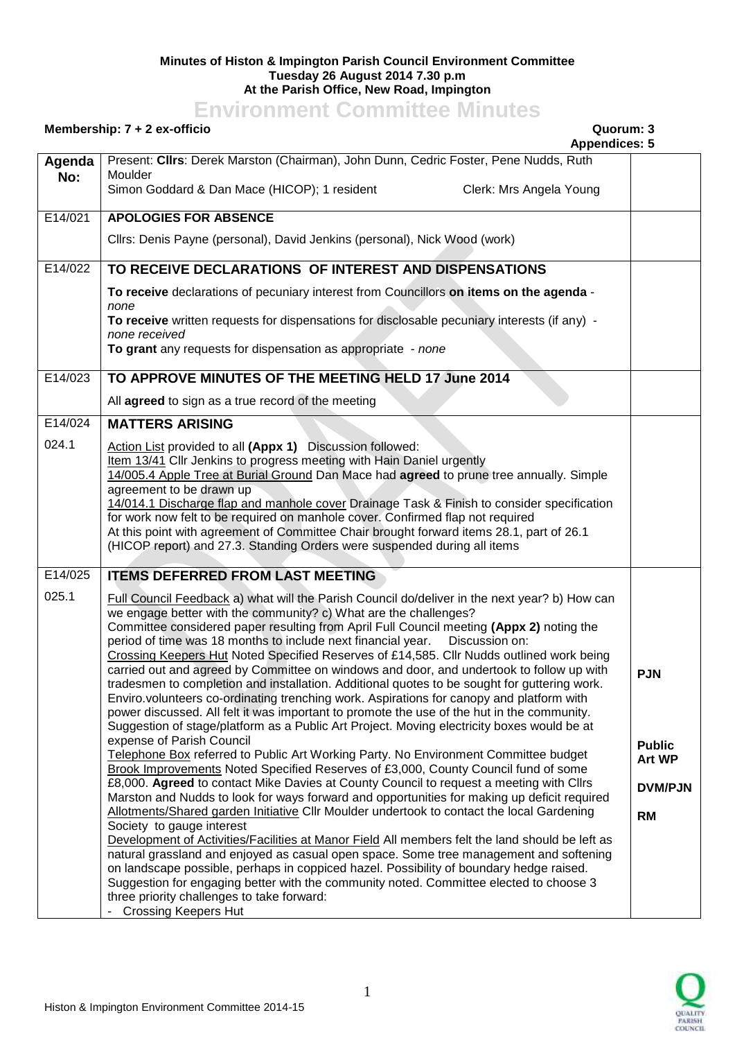**Minutes of Histon & Impington Parish Council Environment Committee**
**Tuesday 26 August 2014 7.30 p.m**
**At the Parish Office, New Road, Impington**

# Environment Committee Minutes

**Membership: 7 + 2 ex-officio** **Quorum: 3**
**Appendices: 5**

| Agenda No: | | |
|---|---|---|
| | Present: **Cllrs**: Derek Marston (Chairman), John Dunn, Cedric Foster, Pene Nudds, Ruth Moulder<br>Simon Goddard & Dan Mace (HICOP); 1 resident Clerk: Mrs Angela Young | |
| E14/021 | **APOLOGIES FOR ABSENCE** | |
| | Cllrs: Denis Payne (personal), David Jenkins (personal), Nick Wood (work) | |
| E14/022 | **TO RECEIVE DECLARATIONS OF INTEREST AND DISPENSATIONS** | |
| | **To receive** declarations of pecuniary interest from Councillors **on items on the agenda** - *none*<br>**To receive** written requests for dispensations for disclosable pecuniary interests (if any) - *none received*<br>**To grant** any requests for dispensation as appropriate - *none* | |
| E14/023 | **TO APPROVE MINUTES OF THE MEETING HELD 17 June 2014** | |
| | All **agreed** to sign as a true record of the meeting | |
| E14/024 | **MATTERS ARISING** | |
| 024.1 | Action List provided to all **(Appx 1)** Discussion followed:<br>Item 13/41 Cllr Jenkins to progress meeting with Hain Daniel urgently<br>14/005.4 Apple Tree at Burial Ground Dan Mace had **agreed** to prune tree annually. Simple agreement to be drawn up<br>14/014.1 Discharge flap and manhole cover Drainage Task & Finish to consider specification for work now felt to be required on manhole cover. Confirmed flap not required<br>At this point with agreement of Committee Chair brought forward items 28.1, part of 26.1 (HICOP report) and 27.3. Standing Orders were suspended during all items | |
| E14/025 | **ITEMS DEFERRED FROM LAST MEETING** | |
| 025.1 | Full Council Feedback a) what will the Parish Council do/deliver in the next year? b) How can we engage better with the community? c) What are the challenges?<br>Committee considered paper resulting from April Full Council meeting **(Appx 2)** noting the period of time was 18 months to include next financial year. Discussion on:<br>Crossing Keepers Hut Noted Specified Reserves of £14,585. Cllr Nudds outlined work being carried out and agreed by Committee on windows and door, and undertook to follow up with tradesmen to completion and installation. Additional quotes to be sought for guttering work. Enviro.volunteers co-ordinating trenching work. Aspirations for canopy and platform with power discussed. All felt it was important to promote the use of the hut in the community. Suggestion of stage/platform as a Public Art Project. Moving electricity boxes would be at expense of Parish Council<br>Telephone Box referred to Public Art Working Party. No Environment Committee budget<br>Brook Improvements Noted Specified Reserves of £3,000, County Council fund of some £8,000. **Agreed** to contact Mike Davies at County Council to request a meeting with Cllrs Marston and Nudds to look for ways forward and opportunities for making up deficit required<br>Allotments/Shared garden Initiative Cllr Moulder undertook to contact the local Gardening Society to gauge interest<br>Development of Activities/Facilities at Manor Field All members felt the land should be left as natural grassland and enjoyed as casual open space. Some tree management and softening on landscape possible, perhaps in coppiced hazel. Possibility of boundary hedge raised.<br>Suggestion for engaging better with the community noted. Committee elected to choose 3 three priority challenges to take forward:<br>- Crossing Keepers Hut | **PJN**<br><br>**Public Art WP**<br><br>**DVM/PJN**<br><br>**RM** |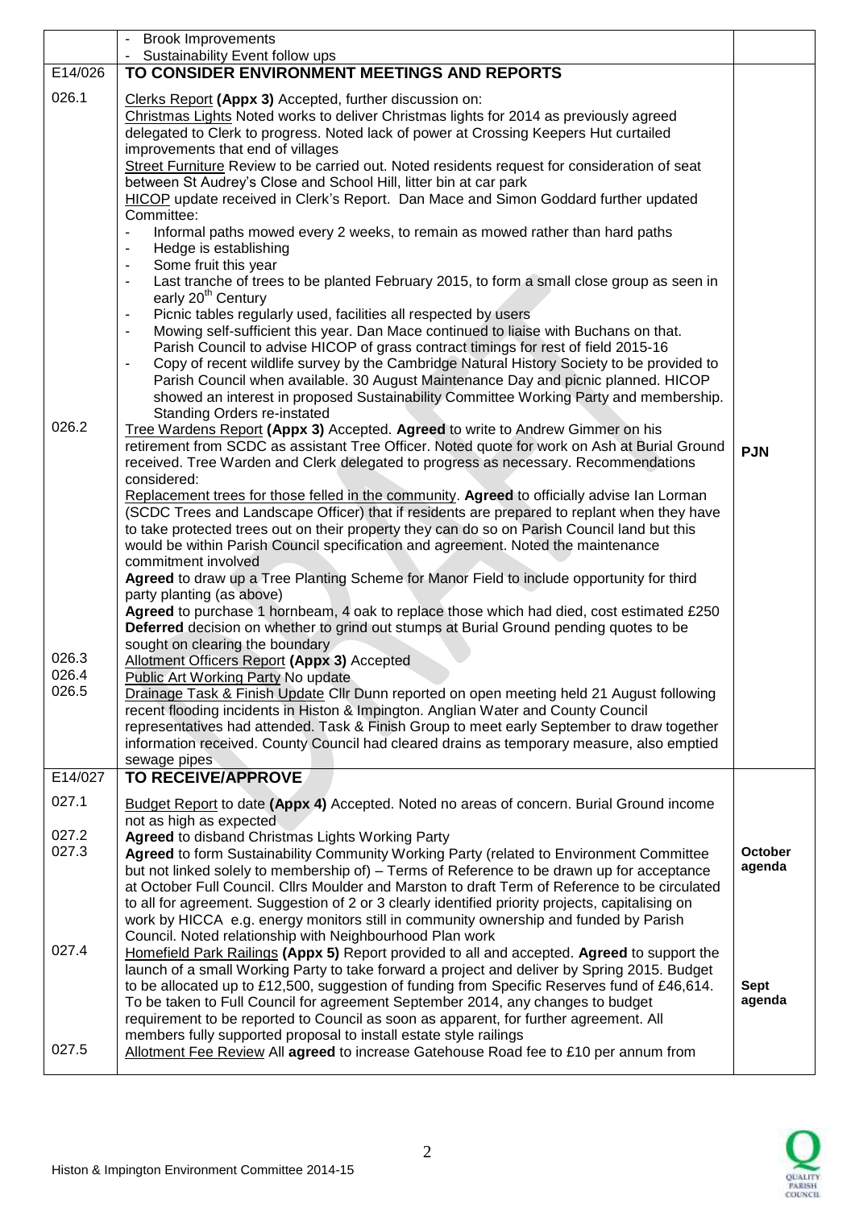| | | |
|---|---|---|
| | - Brook Improvements<br>- Sustainability Event follow ups | |
| **E14/026** | **TO CONSIDER ENVIRONMENT MEETINGS AND REPORTS** | |
| 026.1 | Clerks Report **(Appx 3)** Accepted, further discussion on:<br>Christmas Lights Noted works to deliver Christmas lights for 2014 as previously agreed delegated to Clerk to progress. Noted lack of power at Crossing Keepers Hut curtailed improvements that end of villages<br>Street Furniture Review to be carried out. Noted residents request for consideration of seat between St Audrey's Close and School Hill, litter bin at car park<br>HICOP update received in Clerk's Report. Dan Mace and Simon Goddard further updated Committee:<br>- Informal paths mowed every 2 weeks, to remain as mowed rather than hard paths<br>- Hedge is establishing<br>- Some fruit this year<br>- Last tranche of trees to be planted February 2015, to form a small close group as seen in early 20th Century<br>- Picnic tables regularly used, facilities all respected by users<br>- Mowing self-sufficient this year. Dan Mace continued to liaise with Buchans on that. Parish Council to advise HICOP of grass contract timings for rest of field 2015-16<br>- Copy of recent wildlife survey by the Cambridge Natural History Society to be provided to Parish Council when available. 30 August Maintenance Day and picnic planned. HICOP showed an interest in proposed Sustainability Committee Working Party and membership. Standing Orders re-instated | |
| 026.2 | Tree Wardens Report **(Appx 3)** Accepted. **Agreed** to write to Andrew Gimmer on his retirement from SCDC as assistant Tree Officer. Noted quote for work on Ash at Burial Ground received. Tree Warden and Clerk delegated to progress as necessary. Recommendations considered:<br>Replacement trees for those felled in the community. **Agreed** to officially advise Ian Lorman (SCDC Trees and Landscape Officer) that if residents are prepared to replant when they have to take protected trees out on their property they can do so on Parish Council land but this would be within Parish Council specification and agreement. Noted the maintenance commitment involved<br>**Agreed** to draw up a Tree Planting Scheme for Manor Field to include opportunity for third party planting (as above)<br>**Agreed** to purchase 1 hornbeam, 4 oak to replace those which had died, cost estimated £250<br>**Deferred** decision on whether to grind out stumps at Burial Ground pending quotes to be sought on clearing the boundary | **PJN** |
| 026.3 | Allotment Officers Report **(Appx 3)** Accepted | |
| 026.4 | Public Art Working Party No update | |
| 026.5 | Drainage Task & Finish Update Cllr Dunn reported on open meeting held 21 August following recent flooding incidents in Histon & Impington. Anglian Water and County Council representatives had attended. Task & Finish Group to meet early September to draw together information received. County Council had cleared drains as temporary measure, also emptied sewage pipes | |
| **E14/027** | **TO RECEIVE/APPROVE** | |
| 027.1 | Budget Report to date **(Appx 4)** Accepted. Noted no areas of concern. Burial Ground income not as high as expected | |
| 027.2 | **Agreed** to disband Christmas Lights Working Party | |
| 027.3 | **Agreed** to form Sustainability Community Working Party (related to Environment Committee but not linked solely to membership of) – Terms of Reference to be drawn up for acceptance at October Full Council. Cllrs Moulder and Marston to draft Term of Reference to be circulated to all for agreement. Suggestion of 2 or 3 clearly identified priority projects, capitalising on work by HICCA e.g. energy monitors still in community ownership and funded by Parish Council. Noted relationship with Neighbourhood Plan work | **October agenda** |
| 027.4 | Homefield Park Railings **(Appx 5)** Report provided to all and accepted. **Agreed** to support the launch of a small Working Party to take forward a project and deliver by Spring 2015. Budget to be allocated up to £12,500, suggestion of funding from Specific Reserves fund of £46,614. To be taken to Full Council for agreement September 2014, any changes to budget requirement to be reported to Council as soon as apparent, for further agreement. All members fully supported proposal to install estate style railings | **Sept agenda** |
| 027.5 | Allotment Fee Review All **agreed** to increase Gatehouse Road fee to £10 per annum from | |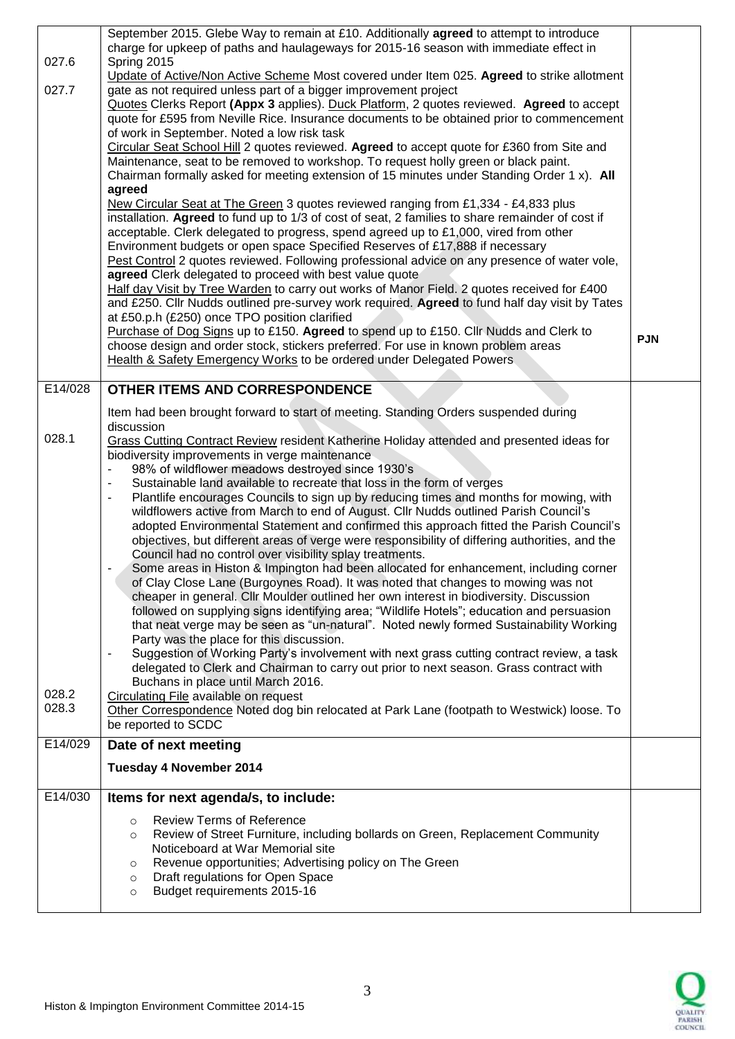| | | |
|---|---|---|
| 027.6<br><br>027.7 | September 2015. Glebe Way to remain at £10. Additionally **agreed** to attempt to introduce charge for upkeep of paths and haulageways for 2015-16 season with immediate effect in Spring 2015<br>Update of Active/Non Active Scheme Most covered under Item 025. **Agreed** to strike allotment gate as not required unless part of a bigger improvement project<br>Quotes Clerks Report **(Appx 3** applies). Duck Platform, 2 quotes reviewed. **Agreed** to accept quote for £595 from Neville Rice. Insurance documents to be obtained prior to commencement of work in September. Noted a low risk task<br>Circular Seat School Hill 2 quotes reviewed. **Agreed** to accept quote for £360 from Site and Maintenance, seat to be removed to workshop. To request holly green or black paint.<br>Chairman formally asked for meeting extension of 15 minutes under Standing Order 1 x). **All agreed**<br>New Circular Seat at The Green 3 quotes reviewed ranging from £1,334 - £4,833 plus installation. **Agreed** to fund up to 1/3 of cost of seat, 2 families to share remainder of cost if acceptable. Clerk delegated to progress, spend agreed up to £1,000, vired from other Environment budgets or open space Specified Reserves of £17,888 if necessary<br>Pest Control 2 quotes reviewed. Following professional advice on any presence of water vole, **agreed** Clerk delegated to proceed with best value quote<br>Half day Visit by Tree Warden to carry out works of Manor Field. 2 quotes received for £400 and £250. Cllr Nudds outlined pre-survey work required. **Agreed** to fund half day visit by Tates at £50.p.h (£250) once TPO position clarified<br>Purchase of Dog Signs up to £150. **Agreed** to spend up to £150. Cllr Nudds and Clerk to choose design and order stock, stickers preferred. For use in known problem areas<br>Health & Safety Emergency Works to be ordered under Delegated Powers | **PJN** |
| E14/028<br><br><br>028.1<br><br><br><br><br><br><br><br><br><br><br><br><br><br><br><br>028.2<br>028.3 | **OTHER ITEMS AND CORRESPONDENCE**<br><br>Item had been brought forward to start of meeting. Standing Orders suspended during discussion<br>Grass Cutting Contract Review resident Katherine Holiday attended and presented ideas for biodiversity improvements in verge maintenance<br>- 98% of wildflower meadows destroyed since 1930's<br>- Sustainable land available to recreate that loss in the form of verges<br>- Plantlife encourages Councils to sign up by reducing times and months for mowing, with wildflowers active from March to end of August. Cllr Nudds outlined Parish Council's adopted Environmental Statement and confirmed this approach fitted the Parish Council's objectives, but different areas of verge were responsibility of differing authorities, and the Council had no control over visibility splay treatments.<br>- Some areas in Histon & Impington had been allocated for enhancement, including corner of Clay Close Lane (Burgoynes Road). It was noted that changes to mowing was not cheaper in general. Cllr Moulder outlined her own interest in biodiversity. Discussion followed on supplying signs identifying area; "Wildlife Hotels"; education and persuasion that neat verge may be seen as "un-natural". Noted newly formed Sustainability Working Party was the place for this discussion.<br>- Suggestion of Working Party's involvement with next grass cutting contract review, a task delegated to Clerk and Chairman to carry out prior to next season. Grass contract with Buchans in place until March 2016.<br>Circulating File available on request<br>Other Correspondence Noted dog bin relocated at Park Lane (footpath to Westwick) loose. To be reported to SCDC | |
| E14/029 | **Date of next meeting**<br><br>**Tuesday 4 November 2014** | |
| E14/030 | **Items for next agenda/s, to include:**<br><br>○ Review Terms of Reference<br>○ Review of Street Furniture, including bollards on Green, Replacement Community Noticeboard at War Memorial site<br>○ Revenue opportunities; Advertising policy on The Green<br>○ Draft regulations for Open Space<br>○ Budget requirements 2015-16 | |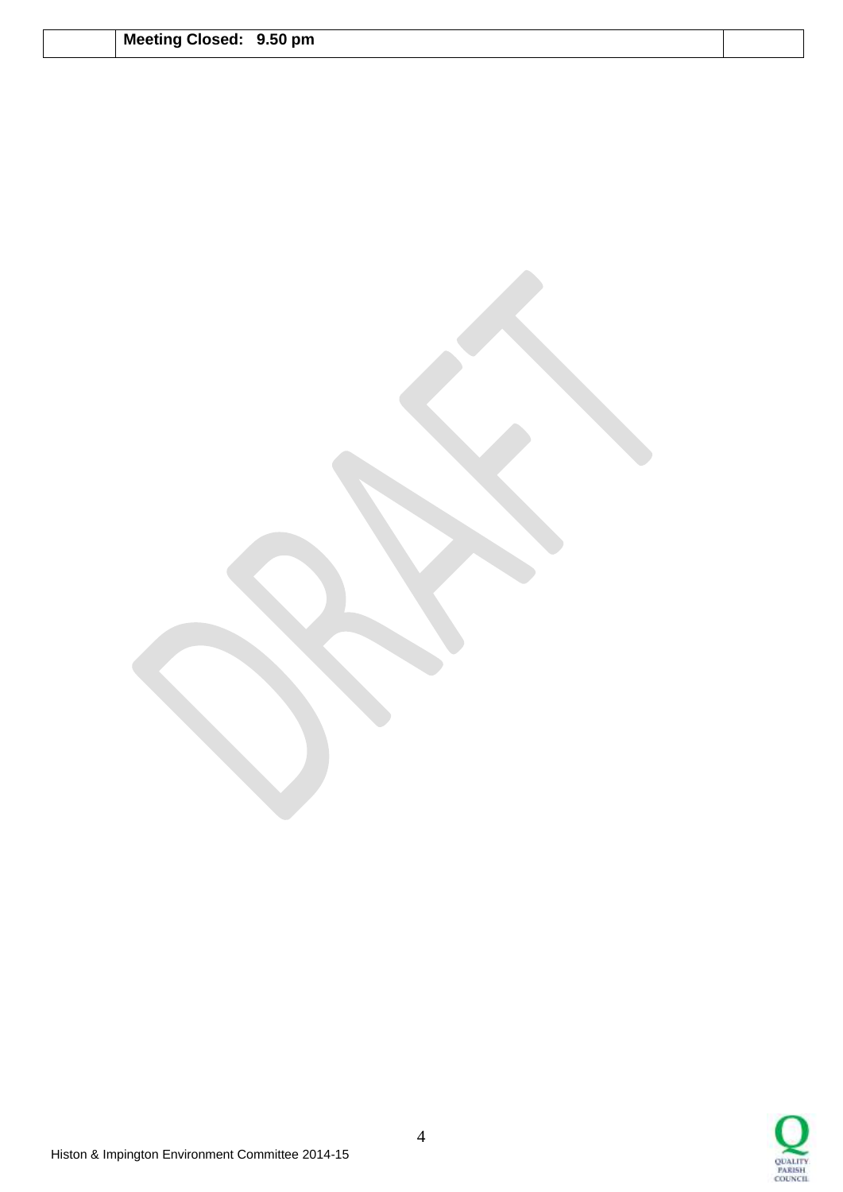| | | |
|---|---|---|
| | **Meeting Closed: 9.50 pm** | |